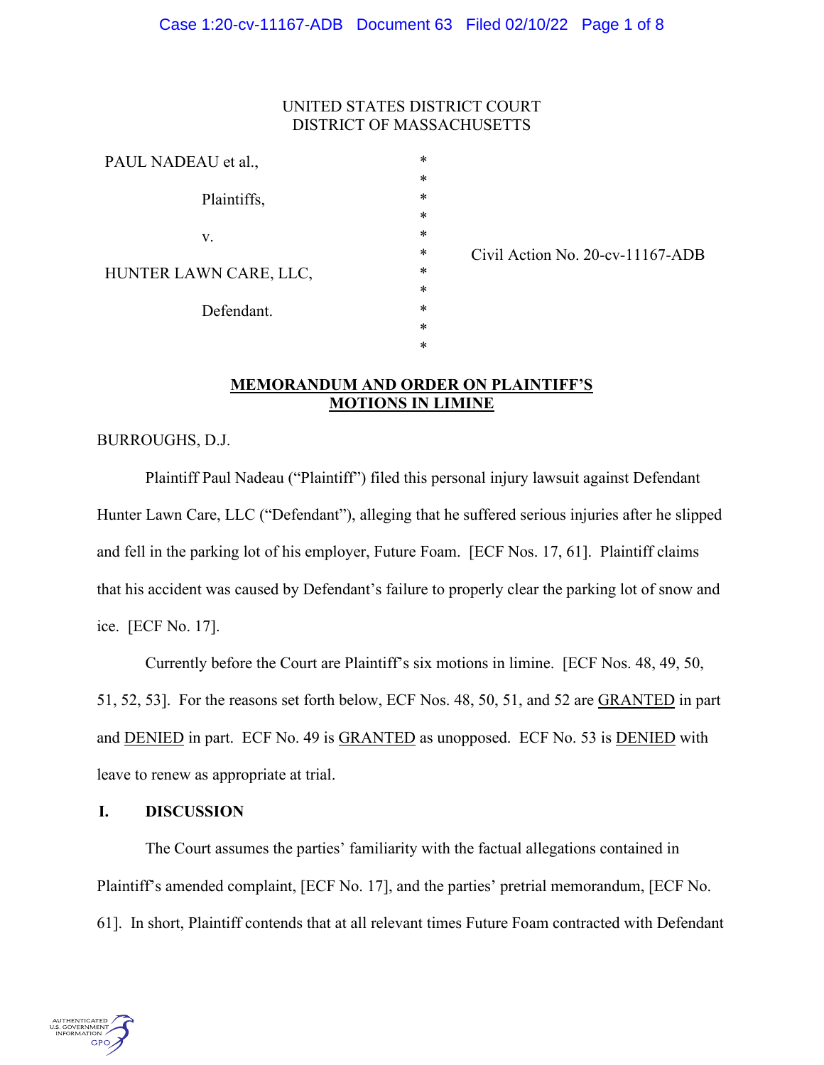UNITED STATES DISTRICT COURT
DISTRICT OF MASSACHUSETTS

| | | |
|---|---|---|
| PAUL NADEAU et al., | * | |
| Plaintiffs, | * | |
| v. | * | Civil Action No. 20-cv-11167-ADB |
| HUNTER LAWN CARE, LLC, | * | |
| Defendant. | * | |

**MEMORANDUM AND ORDER ON PLAINTIFF'S MOTIONS IN LIMINE**

BURROUGHS, D.J.

Plaintiff Paul Nadeau ("Plaintiff") filed this personal injury lawsuit against Defendant Hunter Lawn Care, LLC ("Defendant"), alleging that he suffered serious injuries after he slipped and fell in the parking lot of his employer, Future Foam. [ECF Nos. 17, 61]. Plaintiff claims that his accident was caused by Defendant's failure to properly clear the parking lot of snow and ice. [ECF No. 17].

Currently before the Court are Plaintiff's six motions in limine. [ECF Nos. 48, 49, 50, 51, 52, 53]. For the reasons set forth below, ECF Nos. 48, 50, 51, and 52 are GRANTED in part and DENIED in part. ECF No. 49 is GRANTED as unopposed. ECF No. 53 is DENIED with leave to renew as appropriate at trial.

## I. DISCUSSION

The Court assumes the parties' familiarity with the factual allegations contained in Plaintiff's amended complaint, [ECF No. 17], and the parties' pretrial memorandum, [ECF No. 61]. In short, Plaintiff contends that at all relevant times Future Foam contracted with Defendant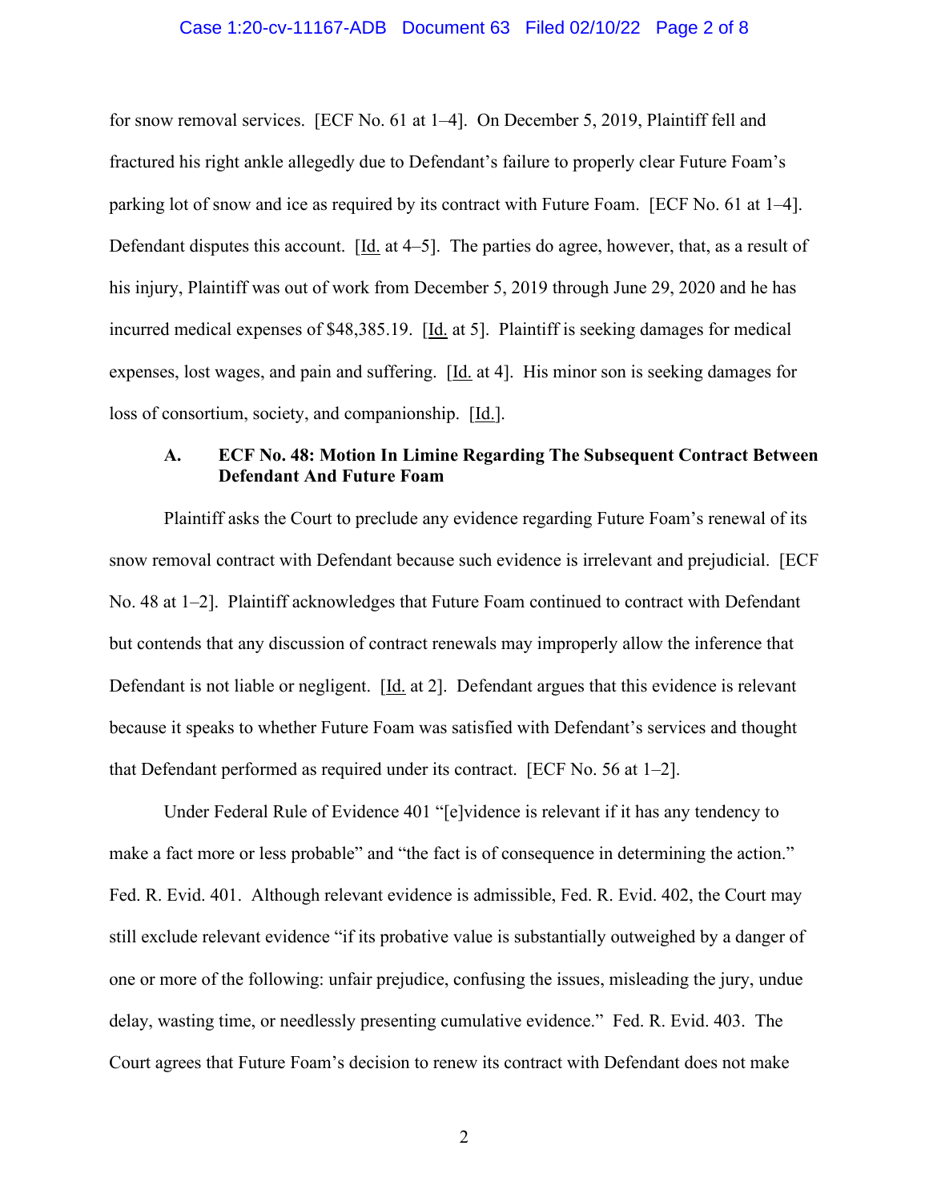for snow removal services. [ECF No. 61 at 1–4]. On December 5, 2019, Plaintiff fell and fractured his right ankle allegedly due to Defendant's failure to properly clear Future Foam's parking lot of snow and ice as required by its contract with Future Foam. [ECF No. 61 at 1–4]. Defendant disputes this account. [Id. at 4–5]. The parties do agree, however, that, as a result of his injury, Plaintiff was out of work from December 5, 2019 through June 29, 2020 and he has incurred medical expenses of $48,385.19. [Id. at 5]. Plaintiff is seeking damages for medical expenses, lost wages, and pain and suffering. [Id. at 4]. His minor son is seeking damages for loss of consortium, society, and companionship. [Id.].

### A. ECF No. 48: Motion In Limine Regarding The Subsequent Contract Between Defendant And Future Foam

Plaintiff asks the Court to preclude any evidence regarding Future Foam's renewal of its snow removal contract with Defendant because such evidence is irrelevant and prejudicial. [ECF No. 48 at 1–2]. Plaintiff acknowledges that Future Foam continued to contract with Defendant but contends that any discussion of contract renewals may improperly allow the inference that Defendant is not liable or negligent. [Id. at 2]. Defendant argues that this evidence is relevant because it speaks to whether Future Foam was satisfied with Defendant's services and thought that Defendant performed as required under its contract. [ECF No. 56 at 1–2].

Under Federal Rule of Evidence 401 "[e]vidence is relevant if it has any tendency to make a fact more or less probable" and "the fact is of consequence in determining the action." Fed. R. Evid. 401. Although relevant evidence is admissible, Fed. R. Evid. 402, the Court may still exclude relevant evidence "if its probative value is substantially outweighed by a danger of one or more of the following: unfair prejudice, confusing the issues, misleading the jury, undue delay, wasting time, or needlessly presenting cumulative evidence." Fed. R. Evid. 403. The Court agrees that Future Foam's decision to renew its contract with Defendant does not make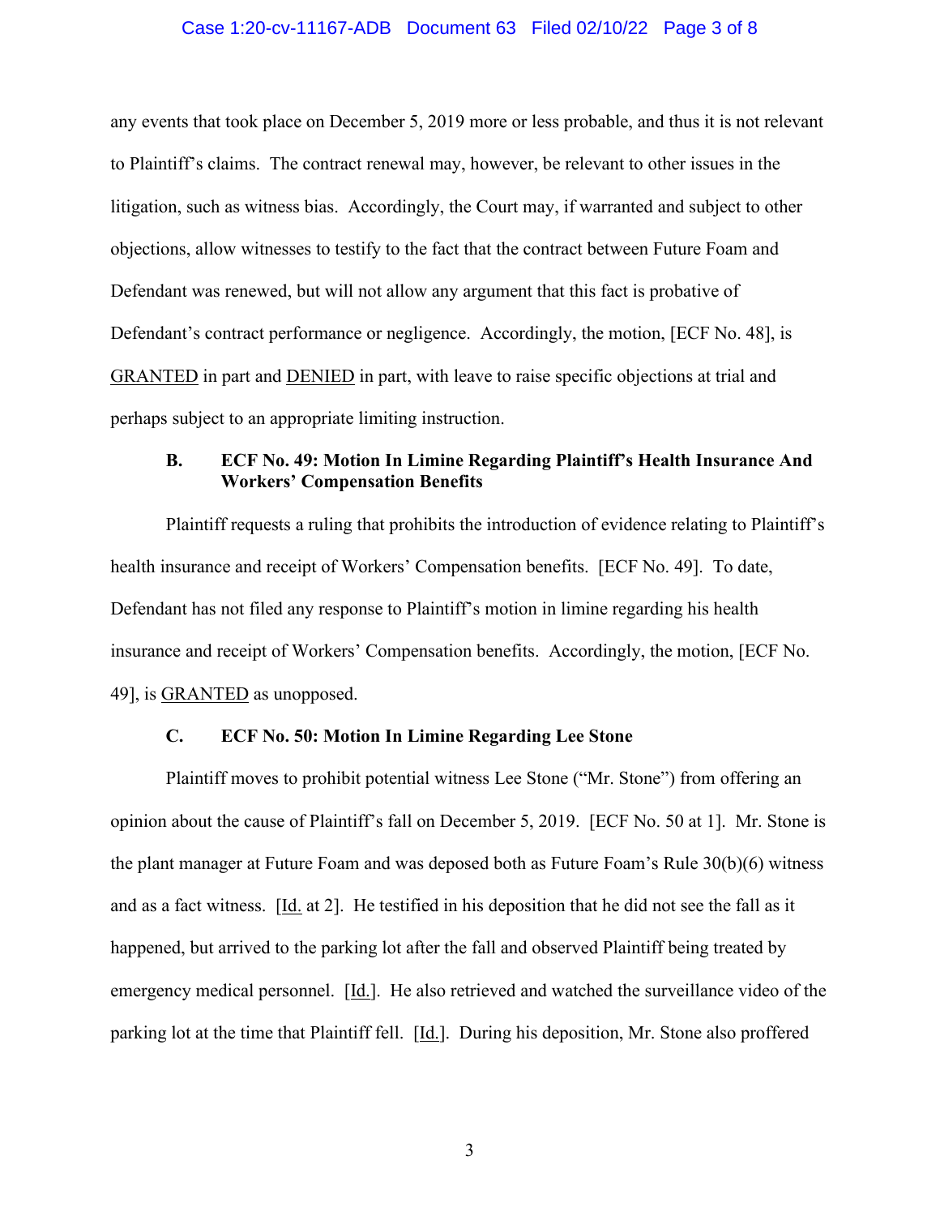any events that took place on December 5, 2019 more or less probable, and thus it is not relevant to Plaintiff's claims. The contract renewal may, however, be relevant to other issues in the litigation, such as witness bias. Accordingly, the Court may, if warranted and subject to other objections, allow witnesses to testify to the fact that the contract between Future Foam and Defendant was renewed, but will not allow any argument that this fact is probative of Defendant's contract performance or negligence. Accordingly, the motion, [ECF No. 48], is GRANTED in part and DENIED in part, with leave to raise specific objections at trial and perhaps subject to an appropriate limiting instruction.

### B. ECF No. 49: Motion In Limine Regarding Plaintiff's Health Insurance And Workers' Compensation Benefits

Plaintiff requests a ruling that prohibits the introduction of evidence relating to Plaintiff's health insurance and receipt of Workers' Compensation benefits. [ECF No. 49]. To date, Defendant has not filed any response to Plaintiff's motion in limine regarding his health insurance and receipt of Workers' Compensation benefits. Accordingly, the motion, [ECF No. 49], is GRANTED as unopposed.

### C. ECF No. 50: Motion In Limine Regarding Lee Stone

Plaintiff moves to prohibit potential witness Lee Stone ("Mr. Stone") from offering an opinion about the cause of Plaintiff's fall on December 5, 2019. [ECF No. 50 at 1]. Mr. Stone is the plant manager at Future Foam and was deposed both as Future Foam's Rule 30(b)(6) witness and as a fact witness. [Id. at 2]. He testified in his deposition that he did not see the fall as it happened, but arrived to the parking lot after the fall and observed Plaintiff being treated by emergency medical personnel. [Id.]. He also retrieved and watched the surveillance video of the parking lot at the time that Plaintiff fell. [Id.]. During his deposition, Mr. Stone also proffered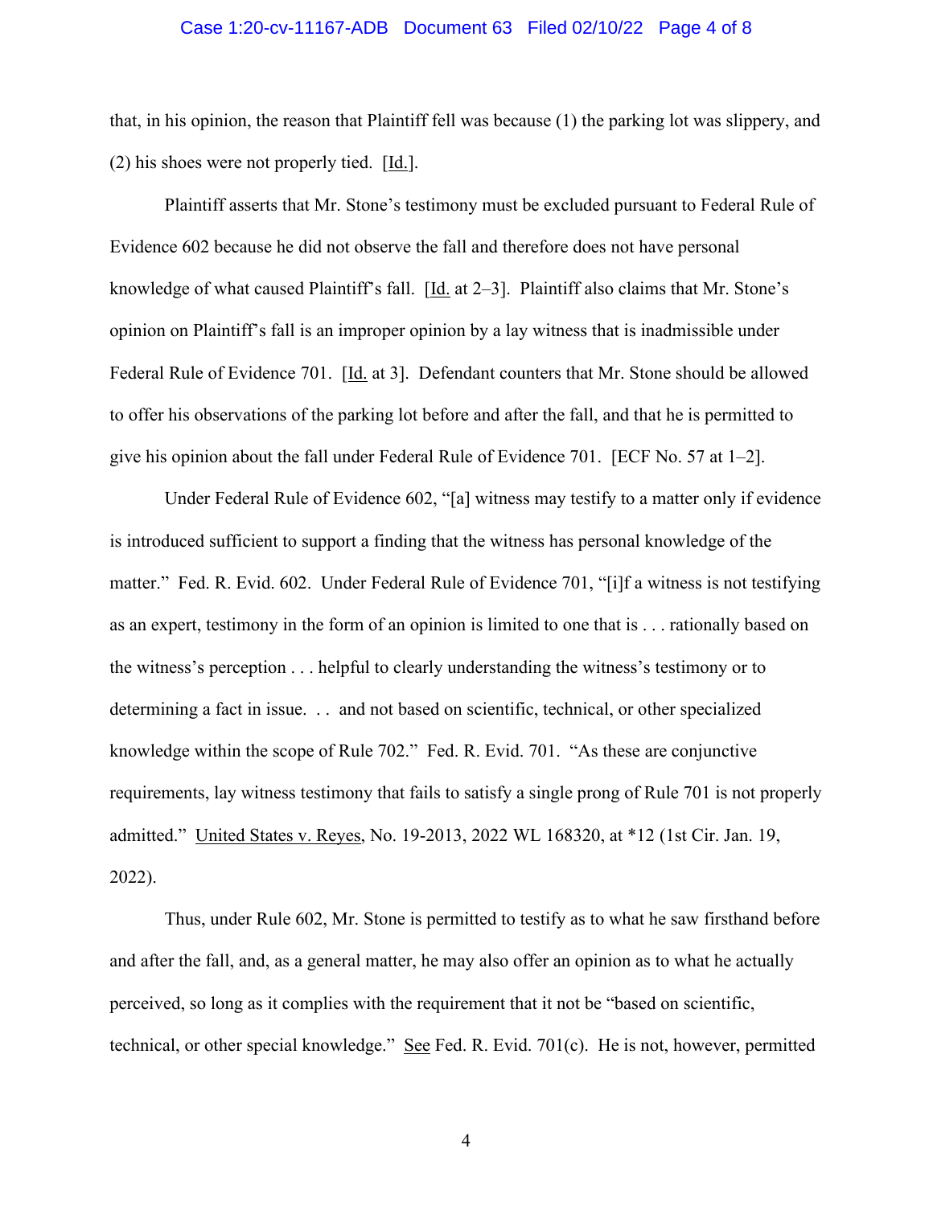that, in his opinion, the reason that Plaintiff fell was because (1) the parking lot was slippery, and (2) his shoes were not properly tied. [Id.].

Plaintiff asserts that Mr. Stone's testimony must be excluded pursuant to Federal Rule of Evidence 602 because he did not observe the fall and therefore does not have personal knowledge of what caused Plaintiff's fall. [Id. at 2–3]. Plaintiff also claims that Mr. Stone's opinion on Plaintiff's fall is an improper opinion by a lay witness that is inadmissible under Federal Rule of Evidence 701. [Id. at 3]. Defendant counters that Mr. Stone should be allowed to offer his observations of the parking lot before and after the fall, and that he is permitted to give his opinion about the fall under Federal Rule of Evidence 701. [ECF No. 57 at 1–2].

Under Federal Rule of Evidence 602, "[a] witness may testify to a matter only if evidence is introduced sufficient to support a finding that the witness has personal knowledge of the matter." Fed. R. Evid. 602. Under Federal Rule of Evidence 701, "[i]f a witness is not testifying as an expert, testimony in the form of an opinion is limited to one that is . . . rationally based on the witness's perception . . . helpful to clearly understanding the witness's testimony or to determining a fact in issue. . . and not based on scientific, technical, or other specialized knowledge within the scope of Rule 702." Fed. R. Evid. 701. "As these are conjunctive requirements, lay witness testimony that fails to satisfy a single prong of Rule 701 is not properly admitted." United States v. Reyes, No. 19-2013, 2022 WL 168320, at *12 (1st Cir. Jan. 19, 2022).

Thus, under Rule 602, Mr. Stone is permitted to testify as to what he saw firsthand before and after the fall, and, as a general matter, he may also offer an opinion as to what he actually perceived, so long as it complies with the requirement that it not be "based on scientific, technical, or other special knowledge." See Fed. R. Evid. 701(c). He is not, however, permitted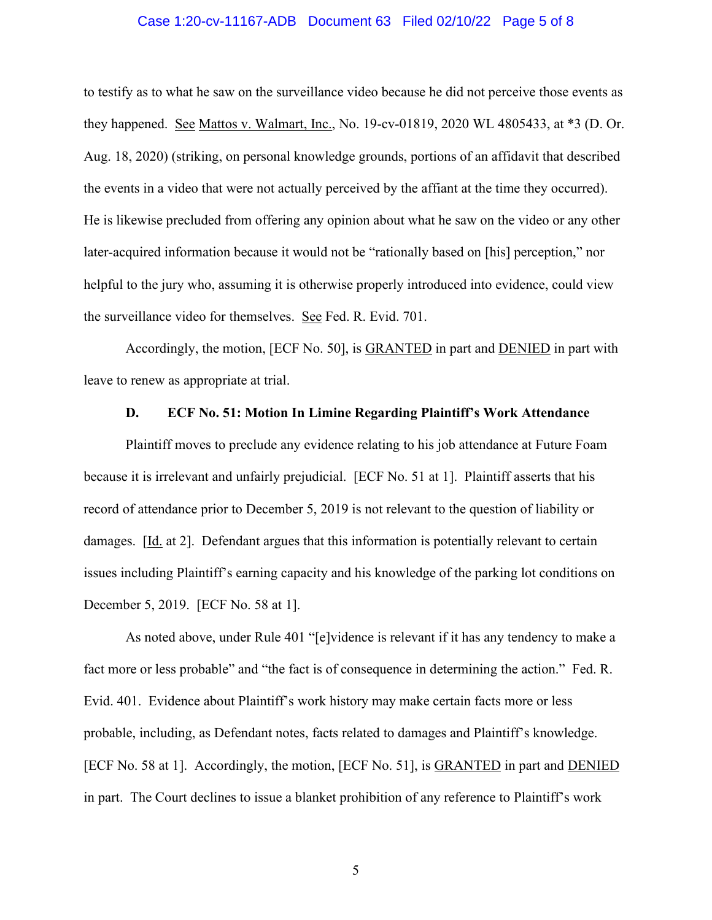to testify as to what he saw on the surveillance video because he did not perceive those events as they happened. See Mattos v. Walmart, Inc., No. 19-cv-01819, 2020 WL 4805433, at *3 (D. Or. Aug. 18, 2020) (striking, on personal knowledge grounds, portions of an affidavit that described the events in a video that were not actually perceived by the affiant at the time they occurred). He is likewise precluded from offering any opinion about what he saw on the video or any other later-acquired information because it would not be "rationally based on [his] perception," nor helpful to the jury who, assuming it is otherwise properly introduced into evidence, could view the surveillance video for themselves. See Fed. R. Evid. 701.

Accordingly, the motion, [ECF No. 50], is GRANTED in part and DENIED in part with leave to renew as appropriate at trial.

### D. ECF No. 51: Motion In Limine Regarding Plaintiff's Work Attendance

Plaintiff moves to preclude any evidence relating to his job attendance at Future Foam because it is irrelevant and unfairly prejudicial. [ECF No. 51 at 1]. Plaintiff asserts that his record of attendance prior to December 5, 2019 is not relevant to the question of liability or damages. [Id. at 2]. Defendant argues that this information is potentially relevant to certain issues including Plaintiff's earning capacity and his knowledge of the parking lot conditions on December 5, 2019. [ECF No. 58 at 1].

As noted above, under Rule 401 "[e]vidence is relevant if it has any tendency to make a fact more or less probable" and "the fact is of consequence in determining the action." Fed. R. Evid. 401. Evidence about Plaintiff's work history may make certain facts more or less probable, including, as Defendant notes, facts related to damages and Plaintiff's knowledge. [ECF No. 58 at 1]. Accordingly, the motion, [ECF No. 51], is GRANTED in part and DENIED in part. The Court declines to issue a blanket prohibition of any reference to Plaintiff's work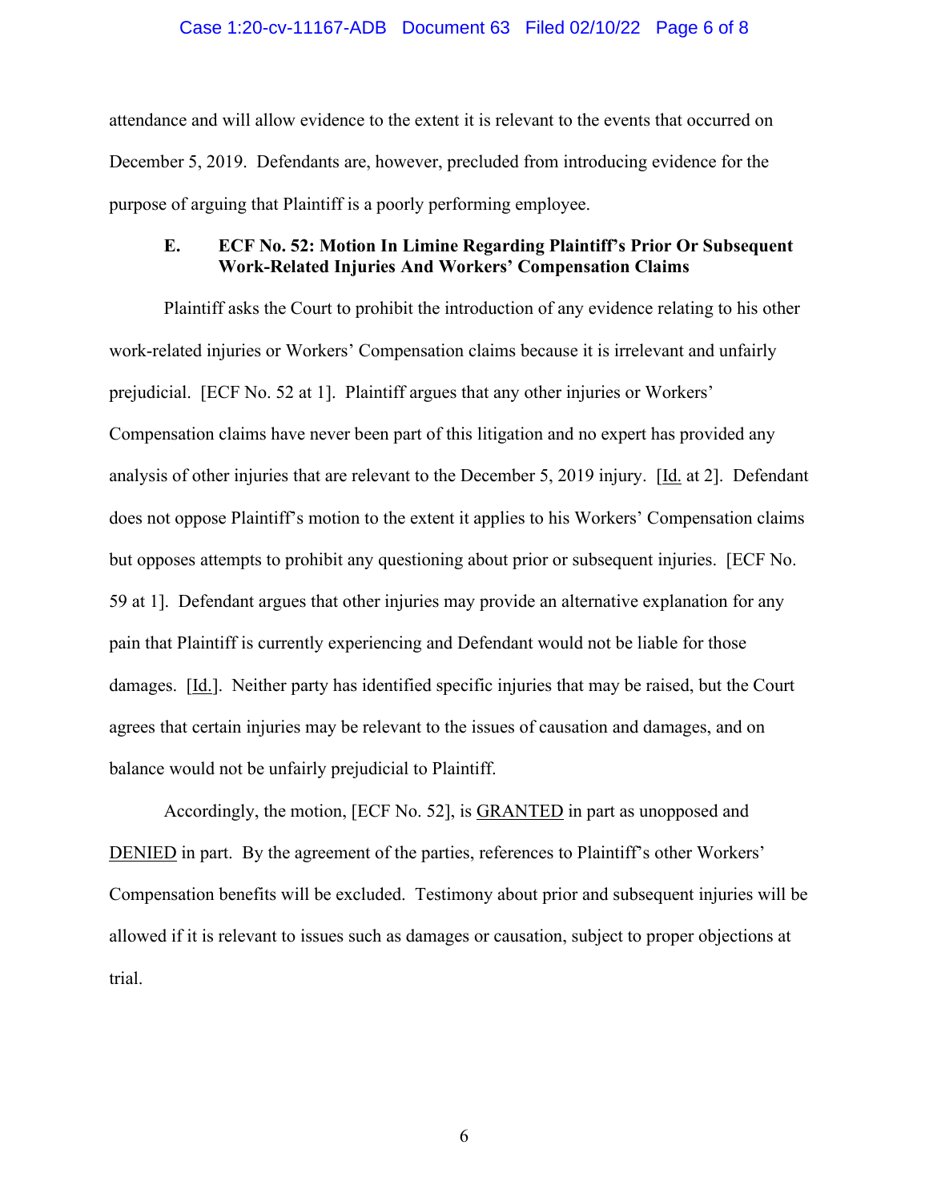attendance and will allow evidence to the extent it is relevant to the events that occurred on December 5, 2019. Defendants are, however, precluded from introducing evidence for the purpose of arguing that Plaintiff is a poorly performing employee.

### E. ECF No. 52: Motion In Limine Regarding Plaintiff's Prior Or Subsequent Work-Related Injuries And Workers' Compensation Claims

Plaintiff asks the Court to prohibit the introduction of any evidence relating to his other work-related injuries or Workers' Compensation claims because it is irrelevant and unfairly prejudicial. [ECF No. 52 at 1]. Plaintiff argues that any other injuries or Workers' Compensation claims have never been part of this litigation and no expert has provided any analysis of other injuries that are relevant to the December 5, 2019 injury. [Id. at 2]. Defendant does not oppose Plaintiff's motion to the extent it applies to his Workers' Compensation claims but opposes attempts to prohibit any questioning about prior or subsequent injuries. [ECF No. 59 at 1]. Defendant argues that other injuries may provide an alternative explanation for any pain that Plaintiff is currently experiencing and Defendant would not be liable for those damages. [Id.]. Neither party has identified specific injuries that may be raised, but the Court agrees that certain injuries may be relevant to the issues of causation and damages, and on balance would not be unfairly prejudicial to Plaintiff.

Accordingly, the motion, [ECF No. 52], is GRANTED in part as unopposed and DENIED in part. By the agreement of the parties, references to Plaintiff's other Workers' Compensation benefits will be excluded. Testimony about prior and subsequent injuries will be allowed if it is relevant to issues such as damages or causation, subject to proper objections at trial.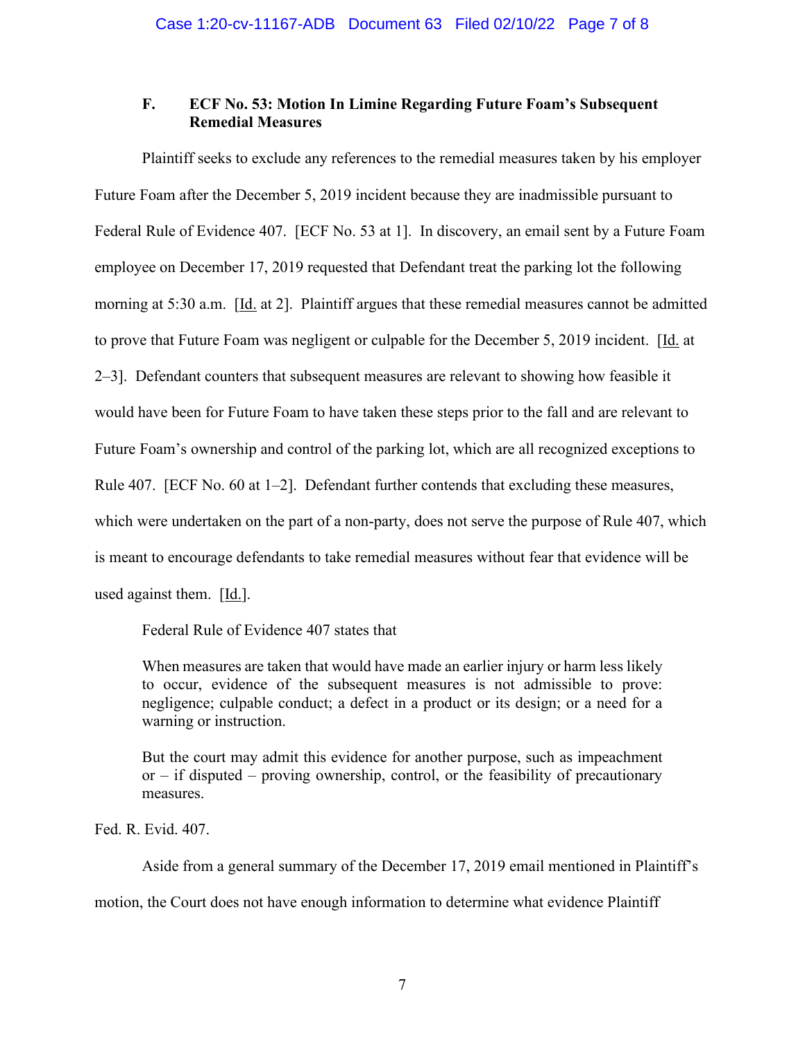### F. ECF No. 53: Motion In Limine Regarding Future Foam's Subsequent Remedial Measures

Plaintiff seeks to exclude any references to the remedial measures taken by his employer Future Foam after the December 5, 2019 incident because they are inadmissible pursuant to Federal Rule of Evidence 407. [ECF No. 53 at 1]. In discovery, an email sent by a Future Foam employee on December 17, 2019 requested that Defendant treat the parking lot the following morning at 5:30 a.m. [Id. at 2]. Plaintiff argues that these remedial measures cannot be admitted to prove that Future Foam was negligent or culpable for the December 5, 2019 incident. [Id. at 2–3]. Defendant counters that subsequent measures are relevant to showing how feasible it would have been for Future Foam to have taken these steps prior to the fall and are relevant to Future Foam's ownership and control of the parking lot, which are all recognized exceptions to Rule 407. [ECF No. 60 at 1–2]. Defendant further contends that excluding these measures, which were undertaken on the part of a non-party, does not serve the purpose of Rule 407, which is meant to encourage defendants to take remedial measures without fear that evidence will be used against them. [Id.].

Federal Rule of Evidence 407 states that

> When measures are taken that would have made an earlier injury or harm less likely to occur, evidence of the subsequent measures is not admissible to prove: negligence; culpable conduct; a defect in a product or its design; or a need for a warning or instruction.
>
> But the court may admit this evidence for another purpose, such as impeachment or – if disputed – proving ownership, control, or the feasibility of precautionary measures.

Fed. R. Evid. 407.

Aside from a general summary of the December 17, 2019 email mentioned in Plaintiff's motion, the Court does not have enough information to determine what evidence Plaintiff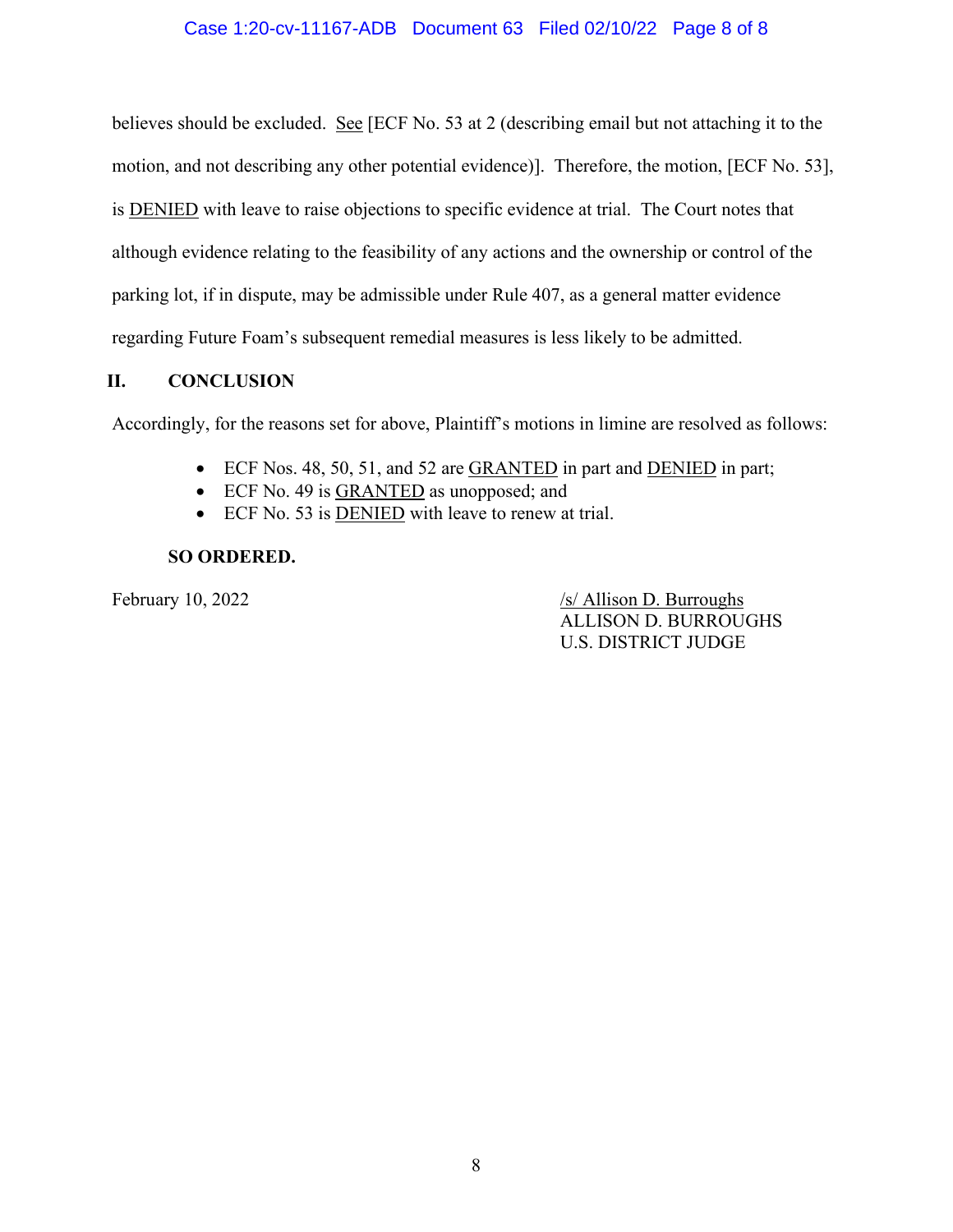believes should be excluded. See [ECF No. 53 at 2 (describing email but not attaching it to the motion, and not describing any other potential evidence)]. Therefore, the motion, [ECF No. 53], is DENIED with leave to raise objections to specific evidence at trial. The Court notes that although evidence relating to the feasibility of any actions and the ownership or control of the parking lot, if in dispute, may be admissible under Rule 407, as a general matter evidence regarding Future Foam's subsequent remedial measures is less likely to be admitted.

## II. CONCLUSION

Accordingly, for the reasons set for above, Plaintiff's motions in limine are resolved as follows:

- ECF Nos. 48, 50, 51, and 52 are GRANTED in part and DENIED in part;
- ECF No. 49 is GRANTED as unopposed; and
- ECF No. 53 is DENIED with leave to renew at trial.

**SO ORDERED.**

February 10, 2022

/s/ Allison D. Burroughs
ALLISON D. BURROUGHS
U.S. DISTRICT JUDGE